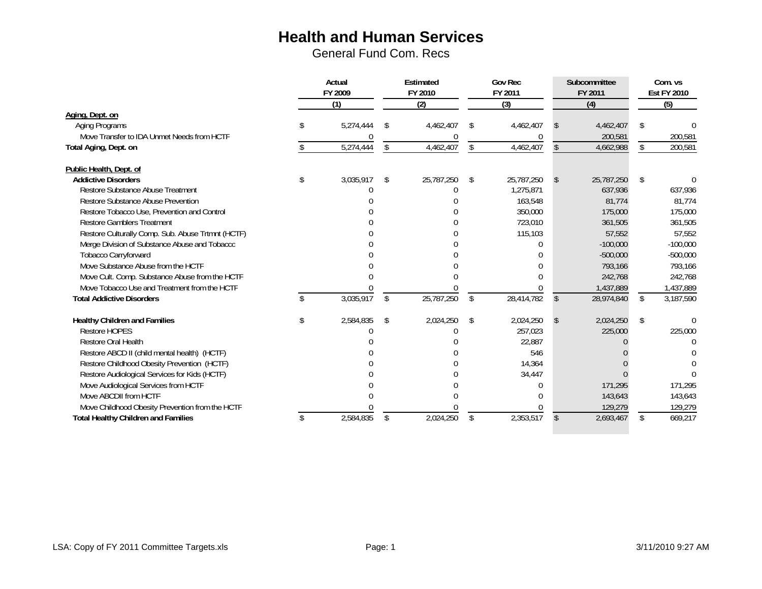# Health and Human Services

General Fund Com. Recs

| | Actual FY 2009 (1) | Estimated FY 2010 (2) | Gov Rec FY 2011 (3) | Subcommittee FY 2011 (4) | Com. vs Est FY 2010 (5) |
|---|---|---|---|---|---|
| **Aging, Dept. on** | | | | | |
| Aging Programs | $ 5,274,444 | $ 4,462,407 | $ 4,462,407 | $ 4,462,407 | $ 0 |
| Move Transfer to IDA Unmet Needs from HCTF | 0 | 0 | 0 | 200,581 | 200,581 |
| **Total Aging, Dept. on** | $ 5,274,444 | $ 4,462,407 | $ 4,462,407 | $ 4,662,988 | $ 200,581 |
| | | | | | |
| **Public Health, Dept. of** | | | | | |
| **Addictive Disorders** | $ 3,035,917 | $ 25,787,250 | $ 25,787,250 | $ 25,787,250 | $ 0 |
| Restore Substance Abuse Treatment | 0 | 0 | 1,275,871 | 637,936 | 637,936 |
| Restore Substance Abuse Prevention | 0 | 0 | 163,548 | 81,774 | 81,774 |
| Restore Tobacco Use, Prevention and Control | 0 | 0 | 350,000 | 175,000 | 175,000 |
| Restore Gamblers Treatment | 0 | 0 | 723,010 | 361,505 | 361,505 |
| Restore Culturally Comp. Sub. Abuse Trtmnt (HCTF) | 0 | 0 | 115,103 | 57,552 | 57,552 |
| Merge Division of Substance Abuse and Tobacco | 0 | 0 | 0 | -100,000 | -100,000 |
| Tobacco Carryforward | 0 | 0 | 0 | -500,000 | -500,000 |
| Move Substance Abuse from the HCTF | 0 | 0 | 0 | 793,166 | 793,166 |
| Move Cult. Comp. Substance Abuse from the HCTF | 0 | 0 | 0 | 242,768 | 242,768 |
| Move Tobacco Use and Treatment from the HCTF | 0 | 0 | 0 | 1,437,889 | 1,437,889 |
| **Total Addictive Disorders** | $ 3,035,917 | $ 25,787,250 | $ 28,414,782 | $ 28,974,840 | $ 3,187,590 |
| | | | | | |
| **Healthy Children and Families** | $ 2,584,835 | $ 2,024,250 | $ 2,024,250 | $ 2,024,250 | $ 0 |
| Restore HOPES | 0 | 0 | 257,023 | 225,000 | 225,000 |
| Restore Oral Health | 0 | 0 | 22,887 | 0 | 0 |
| Restore ABCD II (child mental health) (HCTF) | 0 | 0 | 546 | 0 | 0 |
| Restore Childhood Obesity Prevention (HCTF) | 0 | 0 | 14,364 | 0 | 0 |
| Restore Audiological Services for Kids (HCTF) | 0 | 0 | 34,447 | 0 | 0 |
| Move Audiological Services from HCTF | 0 | 0 | 0 | 171,295 | 171,295 |
| Move ABCDII from HCTF | 0 | 0 | 0 | 143,643 | 143,643 |
| Move Childhood Obesity Prevention from the HCTF | 0 | 0 | 0 | 129,279 | 129,279 |
| **Total Healthy Children and Families** | $ 2,584,835 | $ 2,024,250 | $ 2,353,517 | $ 2,693,467 | $ 669,217 |

LSA: Copy of FY 2011 Committee Targets.xls — 3/11/2010 9:27 AM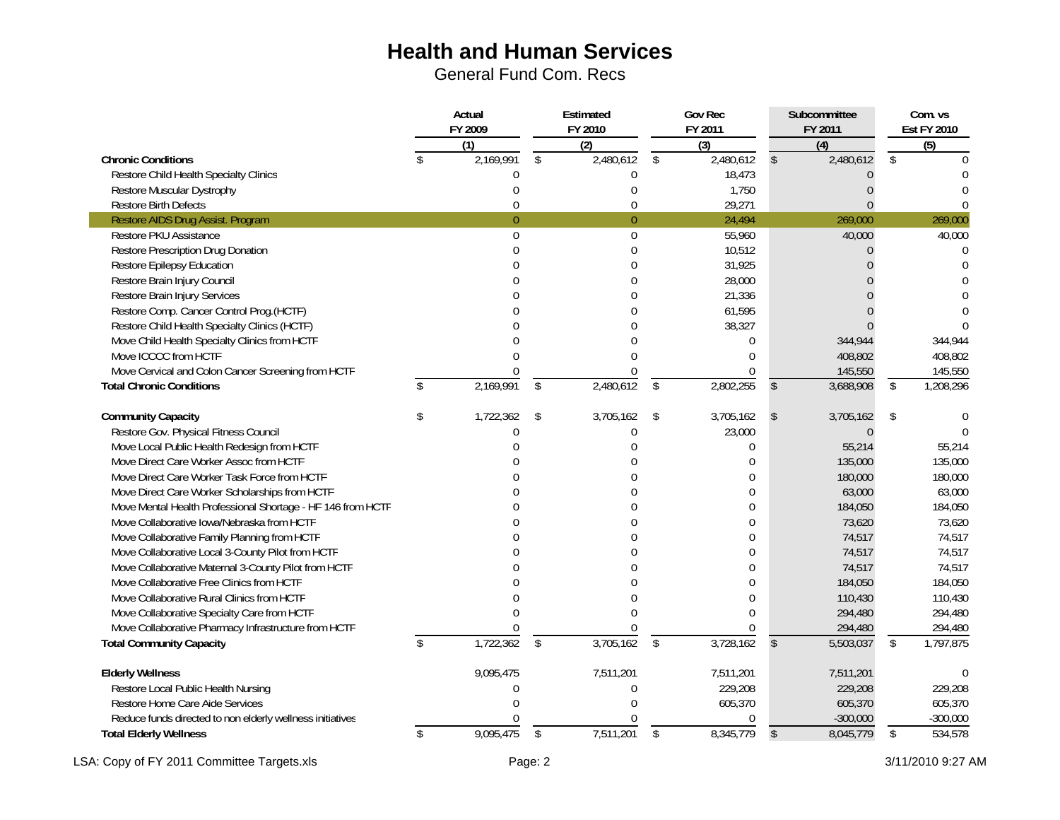# Health and Human Services

General Fund Com. Recs

| | Actual FY 2009 | Estimated FY 2010 | Gov Rec FY 2011 | Subcommittee FY 2011 | Com. vs Est FY 2010 |
|---|---|---|---|---|---|
| | (1) | (2) | (3) | (4) | (5) |
| **Chronic Conditions** | $ 2,169,991 | $ 2,480,612 | $ 2,480,612 | $ 2,480,612 | $ 0 |
| Restore Child Health Specialty Clinics | 0 | 0 | 18,473 | 0 | 0 |
| Restore Muscular Dystrophy | 0 | 0 | 1,750 | 0 | 0 |
| Restore Birth Defects | 0 | 0 | 29,271 | 0 | 0 |
| Restore AIDS Drug Assist. Program | 0 | 0 | 24,494 | 269,000 | 269,000 |
| Restore PKU Assistance | 0 | 0 | 55,960 | 40,000 | 40,000 |
| Restore Prescription Drug Donation | 0 | 0 | 10,512 | 0 | 0 |
| Restore Epilepsy Education | 0 | 0 | 31,925 | 0 | 0 |
| Restore Brain Injury Council | 0 | 0 | 28,000 | 0 | 0 |
| Restore Brain Injury Services | 0 | 0 | 21,336 | 0 | 0 |
| Restore Comp. Cancer Control Prog.(HCTF) | 0 | 0 | 61,595 | 0 | 0 |
| Restore Child Health Specialty Clinics (HCTF) | 0 | 0 | 38,327 | 0 | 0 |
| Move Child Health Specialty Clinics from HCTF | 0 | 0 | 0 | 344,944 | 344,944 |
| Move ICCCC from HCTF | 0 | 0 | 0 | 408,802 | 408,802 |
| Move Cervical and Colon Cancer Screening from HCTF | 0 | 0 | 0 | 145,550 | 145,550 |
| **Total Chronic Conditions** | $ 2,169,991 | $ 2,480,612 | $ 2,802,255 | $ 3,688,908 | $ 1,208,296 |
| | | | | | |
| **Community Capacity** | $ 1,722,362 | $ 3,705,162 | $ 3,705,162 | $ 3,705,162 | $ 0 |
| Restore Gov. Physical Fitness Council | 0 | 0 | 23,000 | 0 | 0 |
| Move Local Public Health Redesign from HCTF | 0 | 0 | 0 | 55,214 | 55,214 |
| Move Direct Care Worker Assoc from HCTF | 0 | 0 | 0 | 135,000 | 135,000 |
| Move Direct Care Worker Task Force from HCTF | 0 | 0 | 0 | 180,000 | 180,000 |
| Move Direct Care Worker Scholarships from HCTF | 0 | 0 | 0 | 63,000 | 63,000 |
| Move Mental Health Professional Shortage - HF 146 from HCTF | 0 | 0 | 0 | 184,050 | 184,050 |
| Move Collaborative Iowa/Nebraska from HCTF | 0 | 0 | 0 | 73,620 | 73,620 |
| Move Collaborative Family Planning from HCTF | 0 | 0 | 0 | 74,517 | 74,517 |
| Move Collaborative Local 3-County Pilot from HCTF | 0 | 0 | 0 | 74,517 | 74,517 |
| Move Collaborative Maternal 3-County Pilot from HCTF | 0 | 0 | 0 | 74,517 | 74,517 |
| Move Collaborative Free Clinics from HCTF | 0 | 0 | 0 | 184,050 | 184,050 |
| Move Collaborative Rural Clinics from HCTF | 0 | 0 | 0 | 110,430 | 110,430 |
| Move Collaborative Specialty Care from HCTF | 0 | 0 | 0 | 294,480 | 294,480 |
| Move Collaborative Pharmacy Infrastructure from HCTF | 0 | 0 | 0 | 294,480 | 294,480 |
| **Total Community Capacity** | $ 1,722,362 | $ 3,705,162 | $ 3,728,162 | $ 5,503,037 | $ 1,797,875 |
| | | | | | |
| **Elderly Wellness** | 9,095,475 | 7,511,201 | 7,511,201 | 7,511,201 | 0 |
| Restore Local Public Health Nursing | 0 | 0 | 229,208 | 229,208 | 229,208 |
| Restore Home Care Aide Services | 0 | 0 | 605,370 | 605,370 | 605,370 |
| Reduce funds directed to non elderly wellness initiatives | 0 | 0 | 0 | -300,000 | -300,000 |
| **Total Elderly Wellness** | $ 9,095,475 | $ 7,511,201 | $ 8,345,779 | $ 8,045,779 | $ 534,578 |

LSA: Copy of FY 2011 Committee Targets.xls　　3/11/2010 9:27 AM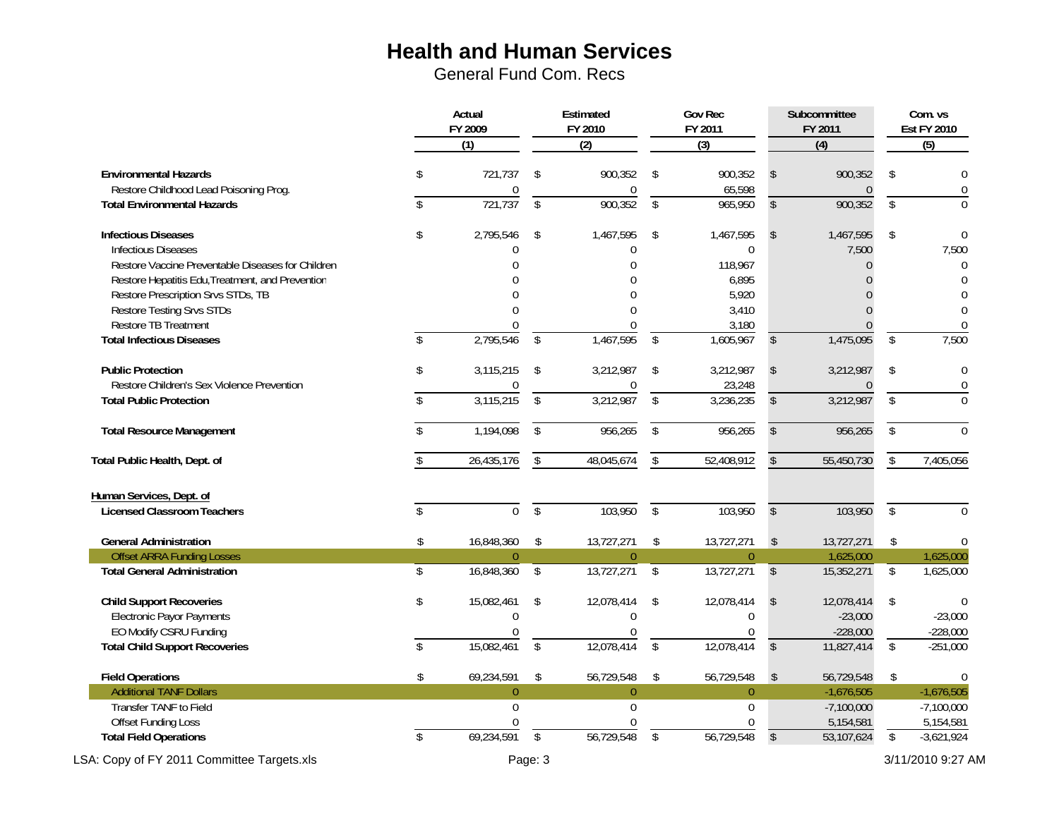# Health and Human Services

General Fund Com. Recs

| | Actual FY 2009 (1) | Estimated FY 2010 (2) | Gov Rec FY 2011 (3) | Subcommittee FY 2011 (4) | Com. vs Est FY 2010 (5) |
|---|---|---|---|---|---|
| **Environmental Hazards** | $ 721,737 | $ 900,352 | $ 900,352 | $ 900,352 | $ 0 |
| Restore Childhood Lead Poisoning Prog. | 0 | 0 | 65,598 | 0 | 0 |
| **Total Environmental Hazards** | $ 721,737 | $ 900,352 | $ 965,950 | $ 900,352 | $ 0 |
| **Infectious Diseases** | $ 2,795,546 | $ 1,467,595 | $ 1,467,595 | $ 1,467,595 | $ 0 |
| Infectious Diseases | 0 | 0 | 0 | 7,500 | 7,500 |
| Restore Vaccine Preventable Diseases for Children | 0 | 0 | 118,967 | 0 | 0 |
| Restore Hepatitis Edu,Treatment, and Prevention | 0 | 0 | 6,895 | 0 | 0 |
| Restore Prescription Srvs STDs, TB | 0 | 0 | 5,920 | 0 | 0 |
| Restore Testing Srvs STDs | 0 | 0 | 3,410 | 0 | 0 |
| Restore TB Treatment | 0 | 0 | 3,180 | 0 | 0 |
| **Total Infectious Diseases** | $ 2,795,546 | $ 1,467,595 | $ 1,605,967 | $ 1,475,095 | $ 7,500 |
| **Public Protection** | $ 3,115,215 | $ 3,212,987 | $ 3,212,987 | $ 3,212,987 | $ 0 |
| Restore Children's Sex Violence Prevention | 0 | 0 | 23,248 | 0 | 0 |
| **Total Public Protection** | $ 3,115,215 | $ 3,212,987 | $ 3,236,235 | $ 3,212,987 | $ 0 |
| **Total Resource Management** | $ 1,194,098 | $ 956,265 | $ 956,265 | $ 956,265 | $ 0 |
| **Total Public Health, Dept. of** | $ 26,435,176 | $ 48,045,674 | $ 52,408,912 | $ 55,450,730 | $ 7,405,056 |
| **Human Services, Dept. of** | | | | | |
| **Licensed Classroom Teachers** | $ 0 | $ 103,950 | $ 103,950 | $ 103,950 | $ 0 |
| **General Administration** | $ 16,848,360 | $ 13,727,271 | $ 13,727,271 | $ 13,727,271 | $ 0 |
| Offset ARRA Funding Losses | 0 | 0 | 0 | 1,625,000 | 1,625,000 |
| **Total General Administration** | $ 16,848,360 | $ 13,727,271 | $ 13,727,271 | $ 15,352,271 | $ 1,625,000 |
| **Child Support Recoveries** | $ 15,082,461 | $ 12,078,414 | $ 12,078,414 | $ 12,078,414 | $ 0 |
| Electronic Payor Payments | 0 | 0 | 0 | -23,000 | -23,000 |
| EO Modify CSRU Funding | 0 | 0 | 0 | -228,000 | -228,000 |
| **Total Child Support Recoveries** | $ 15,082,461 | $ 12,078,414 | $ 12,078,414 | $ 11,827,414 | $ -251,000 |
| **Field Operations** | $ 69,234,591 | $ 56,729,548 | $ 56,729,548 | $ 56,729,548 | $ 0 |
| Additional TANF Dollars | 0 | 0 | 0 | -1,676,505 | -1,676,505 |
| Transfer TANF to Field | 0 | 0 | 0 | -7,100,000 | -7,100,000 |
| Offset Funding Loss | 0 | 0 | 0 | 5,154,581 | 5,154,581 |
| **Total Field Operations** | $ 69,234,591 | $ 56,729,548 | $ 56,729,548 | $ 53,107,624 | $ -3,621,924 |

LSA: Copy of FY 2011 Committee Targets.xls 3/11/2010 9:27 AM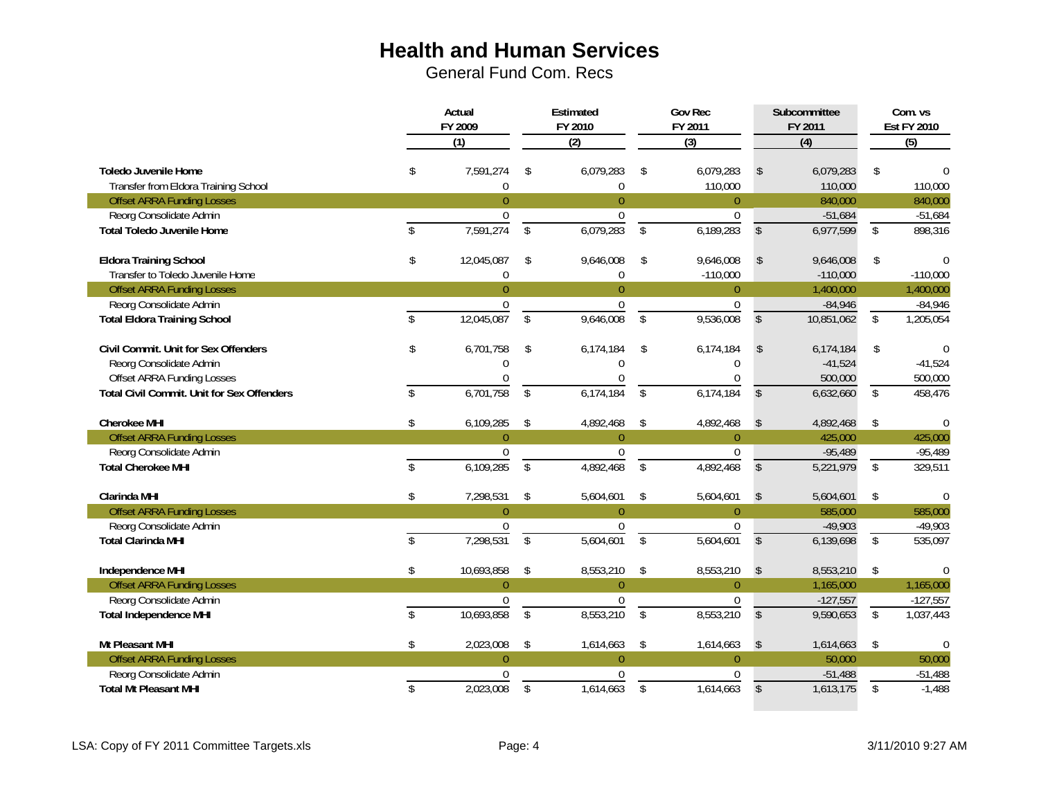# Health and Human Services

General Fund Com. Recs

| | Actual FY 2009 (1) | Estimated FY 2010 (2) | Gov Rec FY 2011 (3) | Subcommittee FY 2011 (4) | Com. vs Est FY 2010 (5) |
|---|---|---|---|---|---|
| **Toledo Juvenile Home** | $ 7,591,274 | $ 6,079,283 | $ 6,079,283 | $ 6,079,283 | $ 0 |
| Transfer from Eldora Training School | 0 | 0 | 110,000 | 110,000 | 110,000 |
| Offset ARRA Funding Losses | 0 | 0 | 0 | 840,000 | 840,000 |
| Reorg Consolidate Admin | 0 | 0 | 0 | -51,684 | -51,684 |
| **Total Toledo Juvenile Home** | $ 7,591,274 | $ 6,079,283 | $ 6,189,283 | $ 6,977,599 | $ 898,316 |
| **Eldora Training School** | $ 12,045,087 | $ 9,646,008 | $ 9,646,008 | $ 9,646,008 | $ 0 |
| Transfer to Toledo Juvenile Home | 0 | 0 | -110,000 | -110,000 | -110,000 |
| Offset ARRA Funding Losses | 0 | 0 | 0 | 1,400,000 | 1,400,000 |
| Reorg Consolidate Admin | 0 | 0 | 0 | -84,946 | -84,946 |
| **Total Eldora Training School** | $ 12,045,087 | $ 9,646,008 | $ 9,536,008 | $ 10,851,062 | $ 1,205,054 |
| **Civil Commit. Unit for Sex Offenders** | $ 6,701,758 | $ 6,174,184 | $ 6,174,184 | $ 6,174,184 | $ 0 |
| Reorg Consolidate Admin | 0 | 0 | 0 | -41,524 | -41,524 |
| Offset ARRA Funding Losses | 0 | 0 | 0 | 500,000 | 500,000 |
| **Total Civil Commit. Unit for Sex Offenders** | $ 6,701,758 | $ 6,174,184 | $ 6,174,184 | $ 6,632,660 | $ 458,476 |
| **Cherokee MHI** | $ 6,109,285 | $ 4,892,468 | $ 4,892,468 | $ 4,892,468 | $ 0 |
| Offset ARRA Funding Losses | 0 | 0 | 0 | 425,000 | 425,000 |
| Reorg Consolidate Admin | 0 | 0 | 0 | -95,489 | -95,489 |
| **Total Cherokee MHI** | $ 6,109,285 | $ 4,892,468 | $ 4,892,468 | $ 5,221,979 | $ 329,511 |
| **Clarinda MHI** | $ 7,298,531 | $ 5,604,601 | $ 5,604,601 | $ 5,604,601 | $ 0 |
| Offset ARRA Funding Losses | 0 | 0 | 0 | 585,000 | 585,000 |
| Reorg Consolidate Admin | 0 | 0 | 0 | -49,903 | -49,903 |
| **Total Clarinda MHI** | $ 7,298,531 | $ 5,604,601 | $ 5,604,601 | $ 6,139,698 | $ 535,097 |
| **Independence MHI** | $ 10,693,858 | $ 8,553,210 | $ 8,553,210 | $ 8,553,210 | $ 0 |
| Offset ARRA Funding Losses | 0 | 0 | 0 | 1,165,000 | 1,165,000 |
| Reorg Consolidate Admin | 0 | 0 | 0 | -127,557 | -127,557 |
| **Total Independence MHI** | $ 10,693,858 | $ 8,553,210 | $ 8,553,210 | $ 9,590,653 | $ 1,037,443 |
| **Mt Pleasant MHI** | $ 2,023,008 | $ 1,614,663 | $ 1,614,663 | $ 1,614,663 | $ 0 |
| Offset ARRA Funding Losses | 0 | 0 | 0 | 50,000 | 50,000 |
| Reorg Consolidate Admin | 0 | 0 | 0 | -51,488 | -51,488 |
| **Total Mt Pleasant MHI** | $ 2,023,008 | $ 1,614,663 | $ 1,614,663 | $ 1,613,175 | $ -1,488 |

LSA: Copy of FY 2011 Committee Targets.xls 3/11/2010 9:27 AM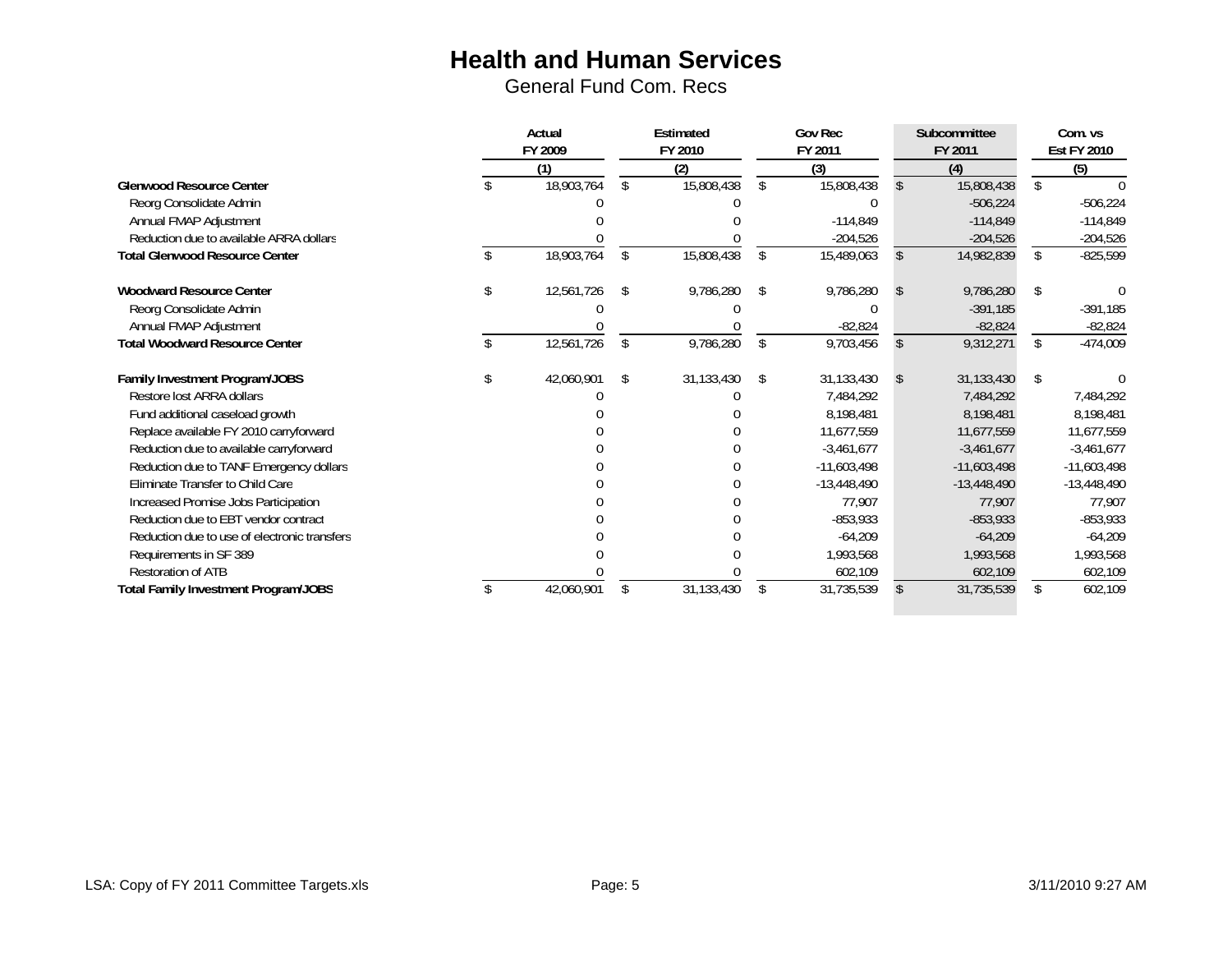# Health and Human Services

General Fund Com. Recs

| | Actual FY 2009 | Estimated FY 2010 | Gov Rec FY 2011 | Subcommittee FY 2011 | Com. vs Est FY 2010 |
|---|---|---|---|---|---|
| | (1) | (2) | (3) | (4) | (5) |
| **Glenwood Resource Center** | $ 18,903,764 | $ 15,808,438 | $ 15,808,438 | $ 15,808,438 | $ 0 |
| Reorg Consolidate Admin | 0 | 0 | 0 | -506,224 | -506,224 |
| Annual FMAP Adjustment | 0 | 0 | -114,849 | -114,849 | -114,849 |
| Reduction due to available ARRA dollars | 0 | 0 | -204,526 | -204,526 | -204,526 |
| **Total Glenwood Resource Center** | $ 18,903,764 | $ 15,808,438 | $ 15,489,063 | $ 14,982,839 | $ -825,599 |
| | | | | | |
| **Woodward Resource Center** | $ 12,561,726 | $ 9,786,280 | $ 9,786,280 | $ 9,786,280 | $ 0 |
| Reorg Consolidate Admin | 0 | 0 | 0 | -391,185 | -391,185 |
| Annual FMAP Adjustment | 0 | 0 | -82,824 | -82,824 | -82,824 |
| **Total Woodward Resource Center** | $ 12,561,726 | $ 9,786,280 | $ 9,703,456 | $ 9,312,271 | $ -474,009 |
| | | | | | |
| **Family Investment Program/JOBS** | $ 42,060,901 | $ 31,133,430 | $ 31,133,430 | $ 31,133,430 | $ 0 |
| Restore lost ARRA dollars | 0 | 0 | 7,484,292 | 7,484,292 | 7,484,292 |
| Fund additional caseload growth | 0 | 0 | 8,198,481 | 8,198,481 | 8,198,481 |
| Replace available FY 2010 carryforward | 0 | 0 | 11,677,559 | 11,677,559 | 11,677,559 |
| Reduction due to available carryforward | 0 | 0 | -3,461,677 | -3,461,677 | -3,461,677 |
| Reduction due to TANF Emergency dollars | 0 | 0 | -11,603,498 | -11,603,498 | -11,603,498 |
| Eliminate Transfer to Child Care | 0 | 0 | -13,448,490 | -13,448,490 | -13,448,490 |
| Increased Promise Jobs Participation | 0 | 0 | 77,907 | 77,907 | 77,907 |
| Reduction due to EBT vendor contract | 0 | 0 | -853,933 | -853,933 | -853,933 |
| Reduction due to use of electronic transfers | 0 | 0 | -64,209 | -64,209 | -64,209 |
| Requirements in SF 389 | 0 | 0 | 1,993,568 | 1,993,568 | 1,993,568 |
| Restoration of ATB | 0 | 0 | 602,109 | 602,109 | 602,109 |
| **Total Family Investment Program/JOBS** | $ 42,060,901 | $ 31,133,430 | $ 31,735,539 | $ 31,735,539 | $ 602,109 |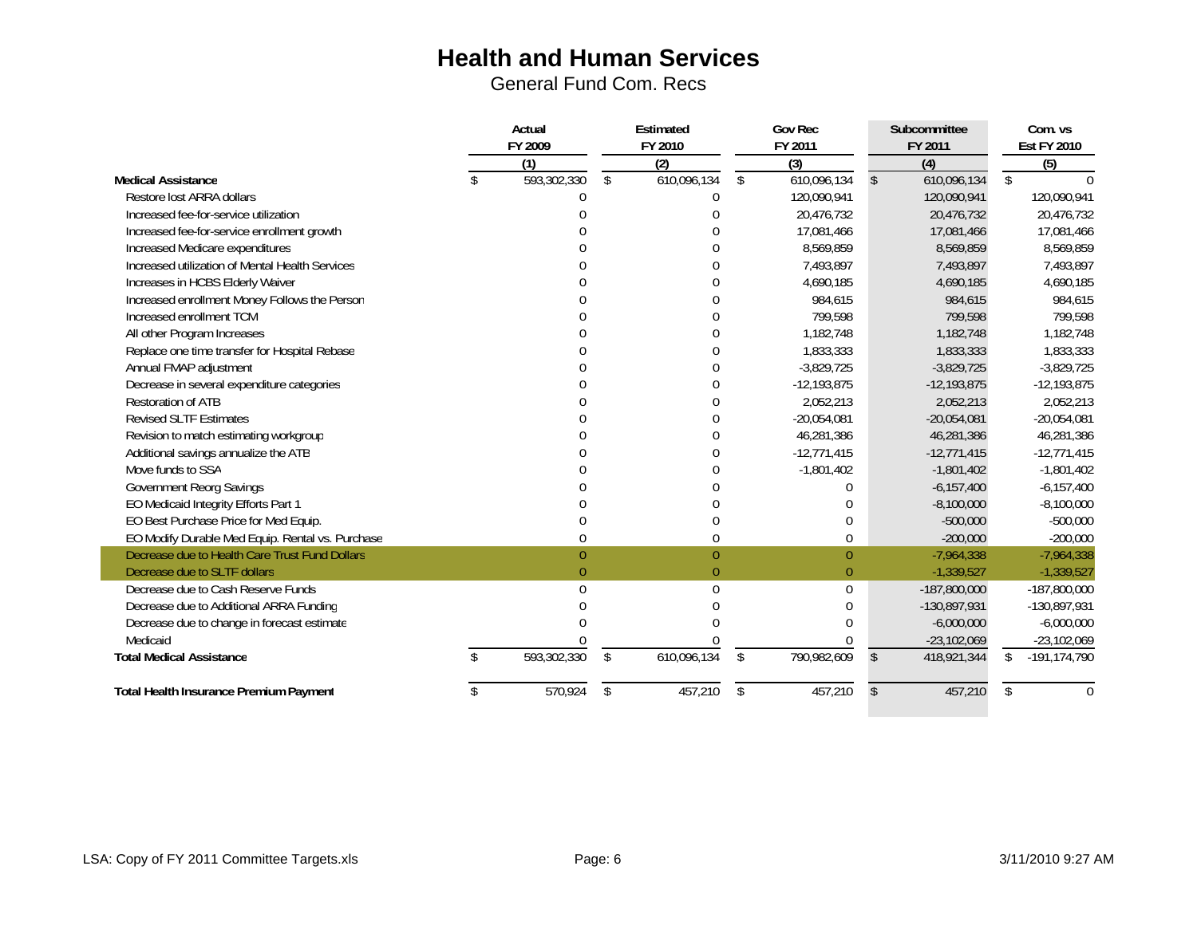# Health and Human Services

General Fund Com. Recs

| | Actual FY 2009 | Estimated FY 2010 | Gov Rec FY 2011 | Subcommittee FY 2011 | Com. vs Est FY 2010 |
|---|---|---|---|---|---|
| | (1) | (2) | (3) | (4) | (5) |
| **Medical Assistance** | $ 593,302,330 | $ 610,096,134 | $ 610,096,134 | $ 610,096,134 | $ 0 |
| Restore lost ARRA dollars | 0 | 0 | 120,090,941 | 120,090,941 | 120,090,941 |
| Increased fee-for-service utilization | 0 | 0 | 20,476,732 | 20,476,732 | 20,476,732 |
| Increased fee-for-service enrollment growth | 0 | 0 | 17,081,466 | 17,081,466 | 17,081,466 |
| Increased Medicare expenditures | 0 | 0 | 8,569,859 | 8,569,859 | 8,569,859 |
| Increased utilization of Mental Health Services | 0 | 0 | 7,493,897 | 7,493,897 | 7,493,897 |
| Increases in HCBS Elderly Waiver | 0 | 0 | 4,690,185 | 4,690,185 | 4,690,185 |
| Increased enrollment Money Follows the Person | 0 | 0 | 984,615 | 984,615 | 984,615 |
| Increased enrollment TCM | 0 | 0 | 799,598 | 799,598 | 799,598 |
| All other Program Increases | 0 | 0 | 1,182,748 | 1,182,748 | 1,182,748 |
| Replace one time transfer for Hospital Rebase | 0 | 0 | 1,833,333 | 1,833,333 | 1,833,333 |
| Annual FMAP adjustment | 0 | 0 | -3,829,725 | -3,829,725 | -3,829,725 |
| Decrease in several expenditure categories | 0 | 0 | -12,193,875 | -12,193,875 | -12,193,875 |
| Restoration of ATB | 0 | 0 | 2,052,213 | 2,052,213 | 2,052,213 |
| Revised SLTF Estimates | 0 | 0 | -20,054,081 | -20,054,081 | -20,054,081 |
| Revision to match estimating workgroup | 0 | 0 | 46,281,386 | 46,281,386 | 46,281,386 |
| Additional savings annualize the ATB | 0 | 0 | -12,771,415 | -12,771,415 | -12,771,415 |
| Move funds to SSA | 0 | 0 | -1,801,402 | -1,801,402 | -1,801,402 |
| Government Reorg Savings | 0 | 0 | 0 | -6,157,400 | -6,157,400 |
| EO Medicaid Integrity Efforts Part 1 | 0 | 0 | 0 | -8,100,000 | -8,100,000 |
| EO Best Purchase Price for Med Equip. | 0 | 0 | 0 | -500,000 | -500,000 |
| EO Modify Durable Med Equip. Rental vs. Purchase | 0 | 0 | 0 | -200,000 | -200,000 |
| Decrease due to Health Care Trust Fund Dollars | 0 | 0 | 0 | -7,964,338 | -7,964,338 |
| Decrease due to SLTF dollars | 0 | 0 | 0 | -1,339,527 | -1,339,527 |
| Decrease due to Cash Reserve Funds | 0 | 0 | 0 | -187,800,000 | -187,800,000 |
| Decrease due to Additional ARRA Funding | 0 | 0 | 0 | -130,897,931 | -130,897,931 |
| Decrease due to change in forecast estimate | 0 | 0 | 0 | -6,000,000 | -6,000,000 |
| Medicaid | 0 | 0 | 0 | -23,102,069 | -23,102,069 |
| **Total Medical Assistance** | $ 593,302,330 | $ 610,096,134 | $ 790,982,609 | $ 418,921,344 | $ -191,174,790 |
| | | | | | |
| **Total Health Insurance Premium Payment** | $ 570,924 | $ 457,210 | $ 457,210 | $ 457,210 | $ 0 |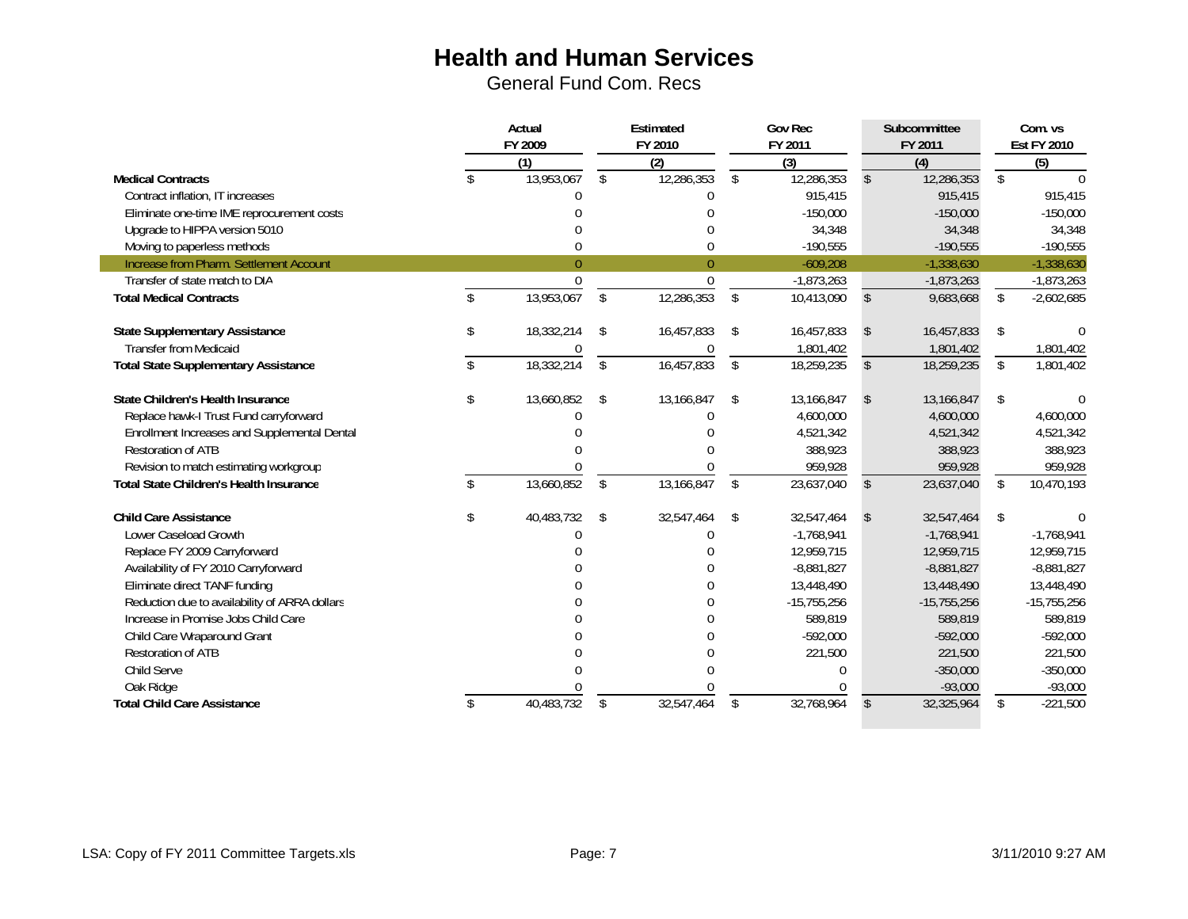# Health and Human Services

General Fund Com. Recs

| | Actual FY 2009 (1) | Estimated FY 2010 (2) | Gov Rec FY 2011 (3) | Subcommittee FY 2011 (4) | Com. vs Est FY 2010 (5) |
|---|---|---|---|---|---|
| **Medical Contracts** | $ 13,953,067 | $ 12,286,353 | $ 12,286,353 | $ 12,286,353 | $ 0 |
| Contract inflation, IT increases | 0 | 0 | 915,415 | 915,415 | 915,415 |
| Eliminate one-time IME reprocurement costs | 0 | 0 | -150,000 | -150,000 | -150,000 |
| Upgrade to HIPPA version 5010 | 0 | 0 | 34,348 | 34,348 | 34,348 |
| Moving to paperless methods | 0 | 0 | -190,555 | -190,555 | -190,555 |
| Increase from Pharm. Settlement Account | 0 | 0 | -609,208 | -1,338,630 | -1,338,630 |
| Transfer of state match to DIA | 0 | 0 | -1,873,263 | -1,873,263 | -1,873,263 |
| **Total Medical Contracts** | $ 13,953,067 | $ 12,286,353 | $ 10,413,090 | $ 9,683,668 | $ -2,602,685 |
| | | | | | |
| **State Supplementary Assistance** | $ 18,332,214 | $ 16,457,833 | $ 16,457,833 | $ 16,457,833 | $ 0 |
| Transfer from Medicaid | 0 | 0 | 1,801,402 | 1,801,402 | 1,801,402 |
| **Total State Supplementary Assistance** | $ 18,332,214 | $ 16,457,833 | $ 18,259,235 | $ 18,259,235 | $ 1,801,402 |
| | | | | | |
| **State Children's Health Insurance** | $ 13,660,852 | $ 13,166,847 | $ 13,166,847 | $ 13,166,847 | $ 0 |
| Replace hawk-I Trust Fund carryforward | 0 | 0 | 4,600,000 | 4,600,000 | 4,600,000 |
| Enrollment Increases and Supplemental Dental | 0 | 0 | 4,521,342 | 4,521,342 | 4,521,342 |
| Restoration of ATB | 0 | 0 | 388,923 | 388,923 | 388,923 |
| Revision to match estimating workgroup | 0 | 0 | 959,928 | 959,928 | 959,928 |
| **Total State Children's Health Insurance** | $ 13,660,852 | $ 13,166,847 | $ 23,637,040 | $ 23,637,040 | $ 10,470,193 |
| | | | | | |
| **Child Care Assistance** | $ 40,483,732 | $ 32,547,464 | $ 32,547,464 | $ 32,547,464 | $ 0 |
| Lower Caseload Growth | 0 | 0 | -1,768,941 | -1,768,941 | -1,768,941 |
| Replace FY 2009 Carryforward | 0 | 0 | 12,959,715 | 12,959,715 | 12,959,715 |
| Availability of FY 2010 Carryforward | 0 | 0 | -8,881,827 | -8,881,827 | -8,881,827 |
| Eliminate direct TANF funding | 0 | 0 | 13,448,490 | 13,448,490 | 13,448,490 |
| Reduction due to availability of ARRA dollars | 0 | 0 | -15,755,256 | -15,755,256 | -15,755,256 |
| Increase in Promise Jobs Child Care | 0 | 0 | 589,819 | 589,819 | 589,819 |
| Child Care Wraparound Grant | 0 | 0 | -592,000 | -592,000 | -592,000 |
| Restoration of ATB | 0 | 0 | 221,500 | 221,500 | 221,500 |
| Child Serve | 0 | 0 | 0 | -350,000 | -350,000 |
| Oak Ridge | 0 | 0 | 0 | -93,000 | -93,000 |
| **Total Child Care Assistance** | $ 40,483,732 | $ 32,547,464 | $ 32,768,964 | $ 32,325,964 | $ -221,500 |

LSA: Copy of FY 2011 Committee Targets.xls 3/11/2010 9:27 AM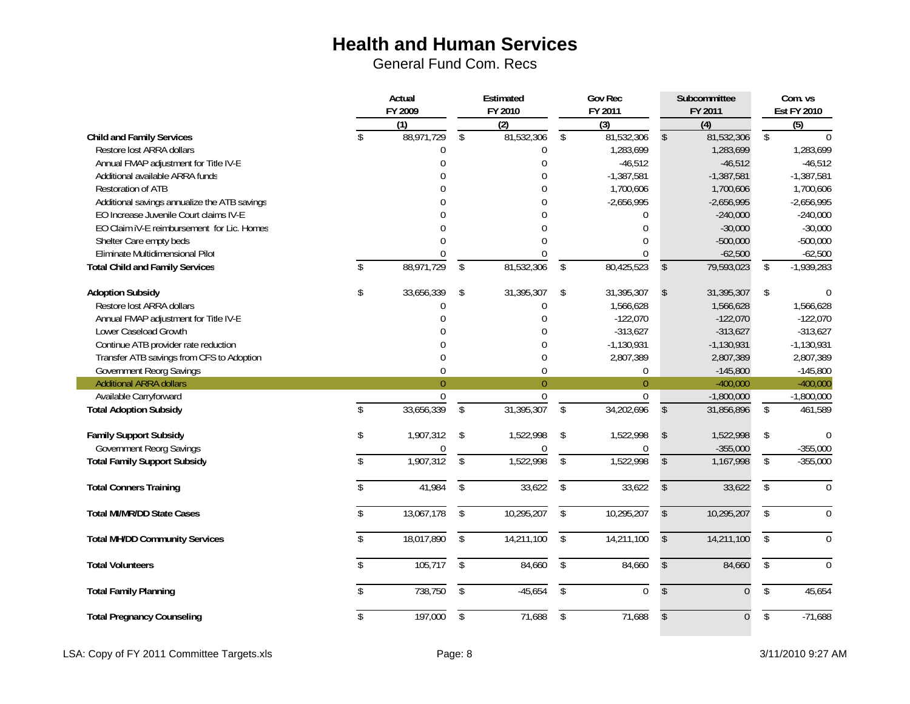# Health and Human Services

General Fund Com. Recs

| | Actual FY 2009 | Estimated FY 2010 | Gov Rec FY 2011 | Subcommittee FY 2011 | Com. vs Est FY 2010 |
|---|---|---|---|---|---|
| | (1) | (2) | (3) | (4) | (5) |
| **Child and Family Services** | $ 88,971,729 | $ 81,532,306 | $ 81,532,306 | $ 81,532,306 | $ 0 |
| Restore lost ARRA dollars | 0 | 0 | 1,283,699 | 1,283,699 | 1,283,699 |
| Annual FMAP adjustment for Title IV-E | 0 | 0 | -46,512 | -46,512 | -46,512 |
| Additional available ARRA funds | 0 | 0 | -1,387,581 | -1,387,581 | -1,387,581 |
| Restoration of ATB | 0 | 0 | 1,700,606 | 1,700,606 | 1,700,606 |
| Additional savings annualize the ATB savings | 0 | 0 | -2,656,995 | -2,656,995 | -2,656,995 |
| EO Increase Juvenile Court claims IV-E | 0 | 0 | 0 | -240,000 | -240,000 |
| EO Claim iV-E reimbursement for Lic. Homes | 0 | 0 | 0 | -30,000 | -30,000 |
| Shelter Care empty beds | 0 | 0 | 0 | -500,000 | -500,000 |
| Eliminate Multidimensional Pilot | 0 | 0 | 0 | -62,500 | -62,500 |
| **Total Child and Family Services** | $ 88,971,729 | $ 81,532,306 | $ 80,425,523 | $ 79,593,023 | $ -1,939,283 |
| | | | | | |
| **Adoption Subsidy** | $ 33,656,339 | $ 31,395,307 | $ 31,395,307 | $ 31,395,307 | $ 0 |
| Restore lost ARRA dollars | 0 | 0 | 1,566,628 | 1,566,628 | 1,566,628 |
| Annual FMAP adjustment for Title IV-E | 0 | 0 | -122,070 | -122,070 | -122,070 |
| Lower Caseload Growth | 0 | 0 | -313,627 | -313,627 | -313,627 |
| Continue ATB provider rate reduction | 0 | 0 | -1,130,931 | -1,130,931 | -1,130,931 |
| Transfer ATB savings from CFS to Adoption | 0 | 0 | 2,807,389 | 2,807,389 | 2,807,389 |
| Government Reorg Savings | 0 | 0 | 0 | -145,800 | -145,800 |
| Additional ARRA dollars | 0 | 0 | 0 | -400,000 | -400,000 |
| Available Carryforward | 0 | 0 | 0 | -1,800,000 | -1,800,000 |
| **Total Adoption Subsidy** | $ 33,656,339 | $ 31,395,307 | $ 34,202,696 | $ 31,856,896 | $ 461,589 |
| | | | | | |
| **Family Support Subsidy** | $ 1,907,312 | $ 1,522,998 | $ 1,522,998 | $ 1,522,998 | $ 0 |
| Government Reorg Savings | 0 | 0 | 0 | -355,000 | -355,000 |
| **Total Family Support Subsidy** | $ 1,907,312 | $ 1,522,998 | $ 1,522,998 | $ 1,167,998 | $ -355,000 |
| | | | | | |
| **Total Conners Training** | $ 41,984 | $ 33,622 | $ 33,622 | $ 33,622 | $ 0 |
| | | | | | |
| **Total MI/MR/DD State Cases** | $ 13,067,178 | $ 10,295,207 | $ 10,295,207 | $ 10,295,207 | $ 0 |
| | | | | | |
| **Total MH/DD Community Services** | $ 18,017,890 | $ 14,211,100 | $ 14,211,100 | $ 14,211,100 | $ 0 |
| | | | | | |
| **Total Volunteers** | $ 105,717 | $ 84,660 | $ 84,660 | $ 84,660 | $ 0 |
| | | | | | |
| **Total Family Planning** | $ 738,750 | $ -45,654 | $ 0 | $ 0 | $ 45,654 |
| | | | | | |
| **Total Pregnancy Counseling** | $ 197,000 | $ 71,688 | $ 71,688 | $ 0 | $ -71,688 |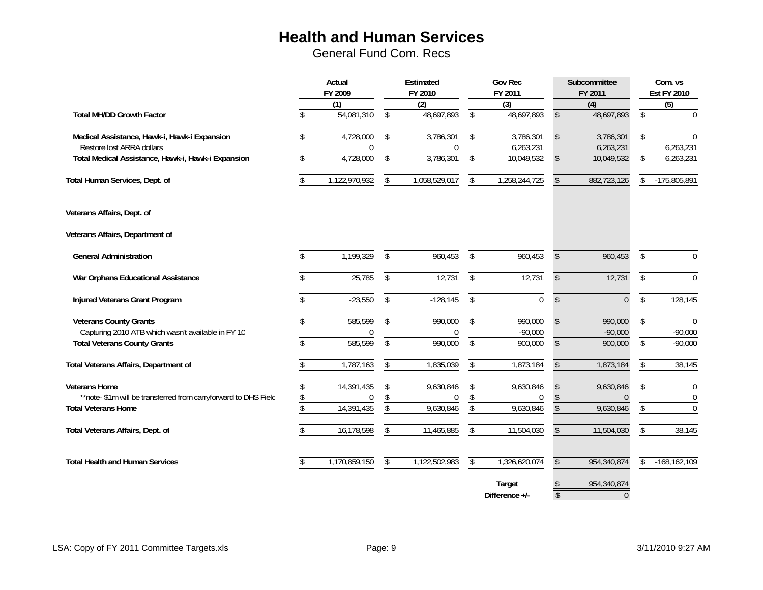# Health and Human Services

General Fund Com. Recs

| | Actual FY 2009 (1) | Estimated FY 2010 (2) | Gov Rec FY 2011 (3) | Subcommittee FY 2011 (4) | Com. vs Est FY 2010 (5) |
|---|---|---|---|---|---|
| **Total MH/DD Growth Factor** | $ 54,081,310 | $ 48,697,893 | $ 48,697,893 | $ 48,697,893 | $ 0 |
| **Medical Assistance, Hawk-i, Hawk-i Expansion** | $ 4,728,000 | $ 3,786,301 | $ 3,786,301 | $ 3,786,301 | $ 0 |
| Restore lost ARRA dollars | 0 | 0 | 6,263,231 | 6,263,231 | 6,263,231 |
| **Total Medical Assistance, Hawk-i, Hawk-i Expansion** | $ 4,728,000 | $ 3,786,301 | $ 10,049,532 | $ 10,049,532 | $ 6,263,231 |
| **Total Human Services, Dept. of** | $ 1,122,970,932 | $ 1,058,529,017 | $ 1,258,244,725 | $ 882,723,126 | $ -175,805,891 |
| **Veterans Affairs, Dept. of** | | | | | |
| **Veterans Affairs, Department of** | | | | | |
| **General Administration** | $ 1,199,329 | $ 960,453 | $ 960,453 | $ 960,453 | $ 0 |
| **War Orphans Educational Assistance** | $ 25,785 | $ 12,731 | $ 12,731 | $ 12,731 | $ 0 |
| **Injured Veterans Grant Program** | $ -23,550 | $ -128,145 | $ 0 | $ 0 | $ 128,145 |
| **Veterans County Grants** | $ 585,599 | $ 990,000 | $ 990,000 | $ 990,000 | $ 0 |
| Capturing 2010 ATB which wasn't available in FY 10 | 0 | 0 | -90,000 | -90,000 | -90,000 |
| **Total Veterans County Grants** | $ 585,599 | $ 990,000 | $ 900,000 | $ 900,000 | $ -90,000 |
| **Total Veterans Affairs, Department of** | $ 1,787,163 | $ 1,835,039 | $ 1,873,184 | $ 1,873,184 | $ 38,145 |
| **Veterans Home** | $ 14,391,435 | $ 9,630,846 | $ 9,630,846 | $ 9,630,846 | $ 0 |
| **note- $1m will be transferred from carryforward to DHS Field | $ 0 | $ 0 | $ 0 | $ 0 | 0 |
| **Total Veterans Home** | $ 14,391,435 | $ 9,630,846 | $ 9,630,846 | $ 9,630,846 | $ 0 |
| **Total Veterans Affairs, Dept. of** | $ 16,178,598 | $ 11,465,885 | $ 11,504,030 | $ 11,504,030 | $ 38,145 |
| **Total Health and Human Services** | $ 1,170,859,150 | $ 1,122,502,983 | $ 1,326,620,074 | $ 954,340,874 | $ -168,162,109 |
| | | | **Target** | $ 954,340,874 | |
| | | | **Difference +/-** | $ 0 | |

LSA: Copy of FY 2011 Committee Targets.xls — 3/11/2010 9:27 AM